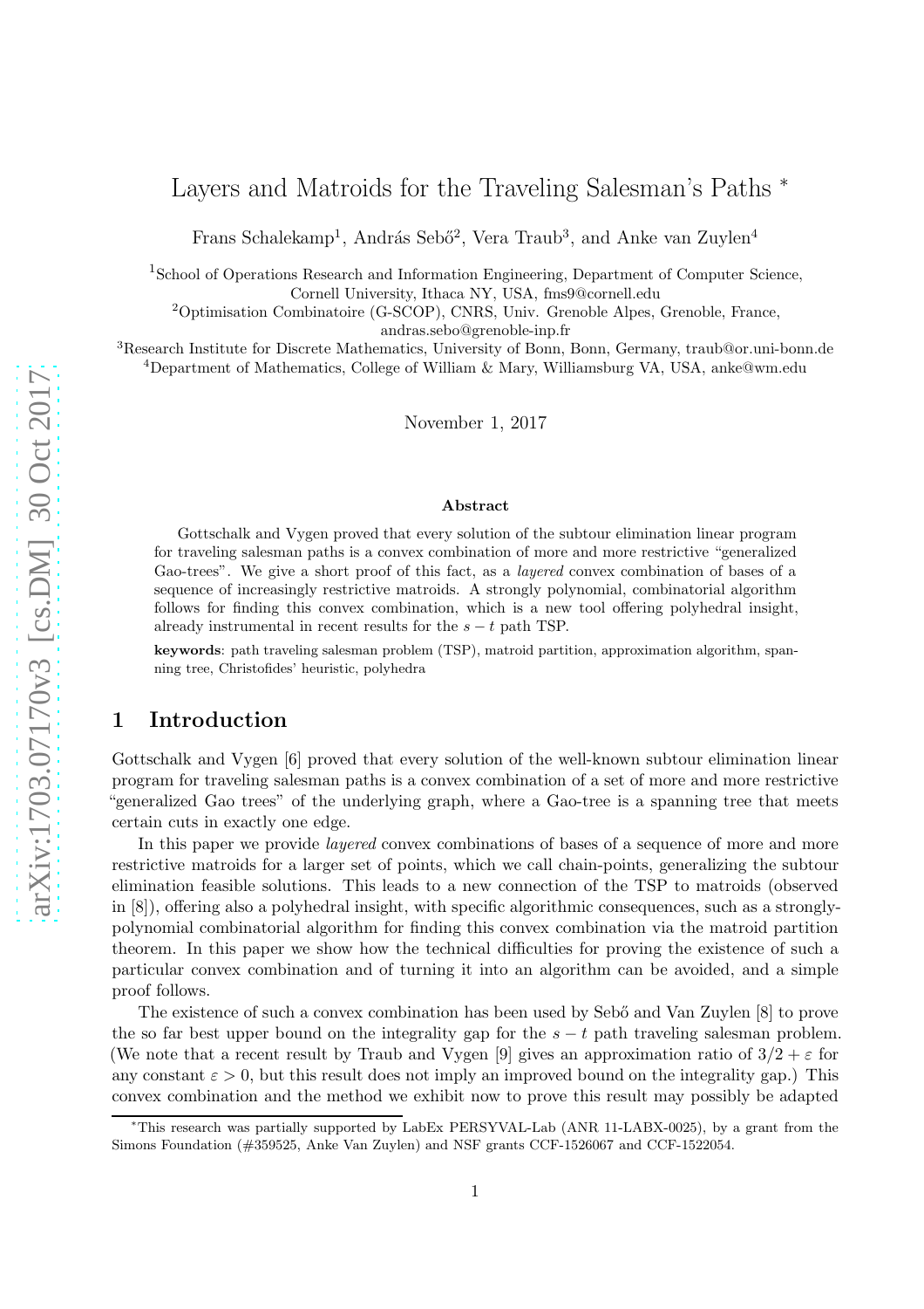# Layers and Matroids for the Traveling Salesman's Paths *

Frans Schalekamp[1], András Sebő[2], Vera Traub[3], and Anke van Zuylen[4]

[1]School of Operations Research and Information Engineering, Department of Computer Science, Cornell University, Ithaca NY, USA, fms9@cornell.edu

[2]Optimisation Combinatoire (G-SCOP), CNRS, Univ. Grenoble Alpes, Grenoble, France, andras.sebo@grenoble-inp.fr

[3]Research Institute for Discrete Mathematics, University of Bonn, Bonn, Germany, traub@or.uni-bonn.de

[4]Department of Mathematics, College of William & Mary, Williamsburg VA, USA, anke@wm.edu

November 1, 2017

### Abstract

Gottschalk and Vygen proved that every solution of the subtour elimination linear program for traveling salesman paths is a convex combination of more and more restrictive "generalized Gao-trees". We give a short proof of this fact, as a *layered* convex combination of bases of a sequence of increasingly restrictive matroids. A strongly polynomial, combinatorial algorithm follows for finding this convex combination, which is a new tool offering polyhedral insight, already instrumental in recent results for the $s-t$ path TSP.

**keywords**: path traveling salesman problem (TSP), matroid partition, approximation algorithm, spanning tree, Christofides' heuristic, polyhedra

## 1 Introduction

Gottschalk and Vygen [6] proved that every solution of the well-known subtour elimination linear program for traveling salesman paths is a convex combination of a set of more and more restrictive "generalized Gao trees" of the underlying graph, where a Gao-tree is a spanning tree that meets certain cuts in exactly one edge.

In this paper we provide *layered* convex combinations of bases of a sequence of more and more restrictive matroids for a larger set of points, which we call chain-points, generalizing the subtour elimination feasible solutions. This leads to a new connection of the TSP to matroids (observed in [8]), offering also a polyhedral insight, with specific algorithmic consequences, such as a strongly-polynomial combinatorial algorithm for finding this convex combination via the matroid partition theorem. In this paper we show how the technical difficulties for proving the existence of such a particular convex combination and of turning it into an algorithm can be avoided, and a simple proof follows.

The existence of such a convex combination has been used by Sebő and Van Zuylen [8] to prove the so far best upper bound on the integrality gap for the $s-t$ path traveling salesman problem. (We note that a recent result by Traub and Vygen [9] gives an approximation ratio of $3/2+\varepsilon$ for any constant $\varepsilon > 0$, but this result does not imply an improved bound on the integrality gap.) This convex combination and the method we exhibit now to prove this result may possibly be adapted

*This research was partially supported by LabEx PERSYVAL-Lab (ANR 11-LABX-0025), by a grant from the Simons Foundation (#359525, Anke Van Zuylen) and NSF grants CCF-1526067 and CCF-1522054.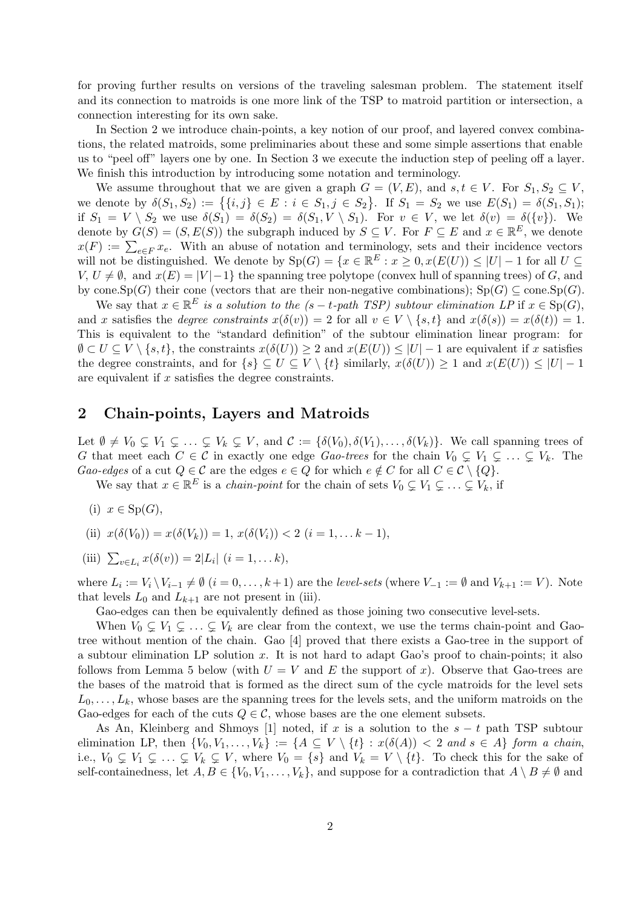for proving further results on versions of the traveling salesman problem. The statement itself and its connection to matroids is one more link of the TSP to matroid partition or intersection, a connection interesting for its own sake.

In Section 2 we introduce chain-points, a key notion of our proof, and layered convex combinations, the related matroids, some preliminaries about these and some simple assertions that enable us to "peel off" layers one by one. In Section 3 we execute the induction step of peeling off a layer. We finish this introduction by introducing some notation and terminology.

We assume throughout that we are given a graph $G = (V, E)$, and $s, t \in V$. For $S_1, S_2 \subseteq V$, we denote by $\delta(S_1, S_2) := \{\{i, j\} \in E : i \in S_1, j \in S_2\}$. If $S_1 = S_2$ we use $E(S_1) = \delta(S_1, S_1)$; if $S_1 = V \setminus S_2$ we use $\delta(S_1) = \delta(S_2) = \delta(S_1, V \setminus S_1)$. For $v \in V$, we let $\delta(v) = \delta(\{v\})$. We denote by $G(S) = (S, E(S))$ the subgraph induced by $S \subseteq V$. For $F \subseteq E$ and $x \in \mathbb{R}^E$, we denote $x(F) := \sum_{e \in F} x_e$. With an abuse of notation and terminology, sets and their incidence vectors will not be distinguished. We denote by $\mathrm{Sp}(G) = \{x \in \mathbb{R}^E : x \geq 0, x(E(U)) \leq |U| - 1$ for all $U \subseteq V$, $U \neq \emptyset$, and $x(E) = |V| - 1\}$ the spanning tree polytope (convex hull of spanning trees) of $G$, and by cone.$\mathrm{Sp}(G)$ their cone (vectors that are their non-negative combinations); $\mathrm{Sp}(G) \subseteq$ cone.$\mathrm{Sp}(G)$.

We say that $x \in \mathbb{R}^E$ *is a solution to the $(s - t$-path TSP) subtour elimination LP* if $x \in \mathrm{Sp}(G)$, and $x$ satisfies the *degree constraints* $x(\delta(v)) = 2$ for all $v \in V \setminus \{s, t\}$ and $x(\delta(s)) = x(\delta(t)) = 1$. This is equivalent to the "standard definition" of the subtour elimination linear program: for $\emptyset \subset U \subseteq V \setminus \{s, t\}$, the constraints $x(\delta(U)) \geq 2$ and $x(E(U)) \leq |U| - 1$ are equivalent if $x$ satisfies the degree constraints, and for $\{s\} \subseteq U \subseteq V \setminus \{t\}$ similarly, $x(\delta(U)) \geq 1$ and $x(E(U)) \leq |U| - 1$ are equivalent if $x$ satisfies the degree constraints.

## 2 Chain-points, Layers and Matroids

Let $\emptyset \neq V_0 \subsetneq V_1 \subsetneq \ldots \subsetneq V_k \subsetneq V$, and $\mathcal{C} := \{\delta(V_0), \delta(V_1), \ldots, \delta(V_k)\}$. We call spanning trees of $G$ that meet each $C \in \mathcal{C}$ in exactly one edge *Gao-trees* for the chain $V_0 \subsetneq V_1 \subsetneq \ldots \subsetneq V_k$. The *Gao-edges* of a cut $Q \in \mathcal{C}$ are the edges $e \in Q$ for which $e \notin C$ for all $C \in \mathcal{C} \setminus \{Q\}$.

We say that $x \in \mathbb{R}^E$ is a *chain-point* for the chain of sets $V_0 \subsetneq V_1 \subsetneq \ldots \subsetneq V_k$, if

(i) $x \in \mathrm{Sp}(G)$,

(ii) $x(\delta(V_0)) = x(\delta(V_k)) = 1$, $x(\delta(V_i)) < 2$ $(i = 1, \ldots k - 1)$,

(iii) $\sum_{v \in L_i} x(\delta(v)) = 2|L_i|$ $(i = 1, \ldots k)$,

where $L_i := V_i \setminus V_{i-1} \neq \emptyset$ $(i = 0, \ldots, k+1)$ are the *level-sets* (where $V_{-1} := \emptyset$ and $V_{k+1} := V$). Note that levels $L_0$ and $L_{k+1}$ are not present in (iii).

Gao-edges can then be equivalently defined as those joining two consecutive level-sets.

When $V_0 \subsetneq V_1 \subsetneq \ldots \subsetneq V_k$ are clear from the context, we use the terms chain-point and Gao-tree without mention of the chain. Gao [4] proved that there exists a Gao-tree in the support of a subtour elimination LP solution $x$. It is not hard to adapt Gao's proof to chain-points; it also follows from Lemma 5 below (with $U = V$ and $E$ the support of $x$). Observe that Gao-trees are the bases of the matroid that is formed as the direct sum of the cycle matroids for the level sets $L_0, \ldots, L_k$, whose bases are the spanning trees for the levels sets $L_0, \ldots, L_k$, and the uniform matroids on the Gao-edges for each of the cuts $Q \in \mathcal{C}$, whose bases are the one element subsets.

As An, Kleinberg and Shmoys [1] noted, if $x$ is a solution to the $s - t$ path TSP subtour elimination LP, then $\{V_0, V_1, \ldots, V_k\} := \{A \subseteq V \setminus \{t\} : x(\delta(A)) < 2$ *and* $s \in A\}$ *form a chain*, i.e., $V_0 \subsetneq V_1 \subsetneq \ldots \subsetneq V_k \subsetneq V$, where $V_0 = \{s\}$ and $V_k = V \setminus \{t\}$. To check this for the sake of self-containedness, let $A, B \in \{V_0, V_1, \ldots, V_k\}$, and suppose for a contradiction that $A \setminus B \neq \emptyset$ and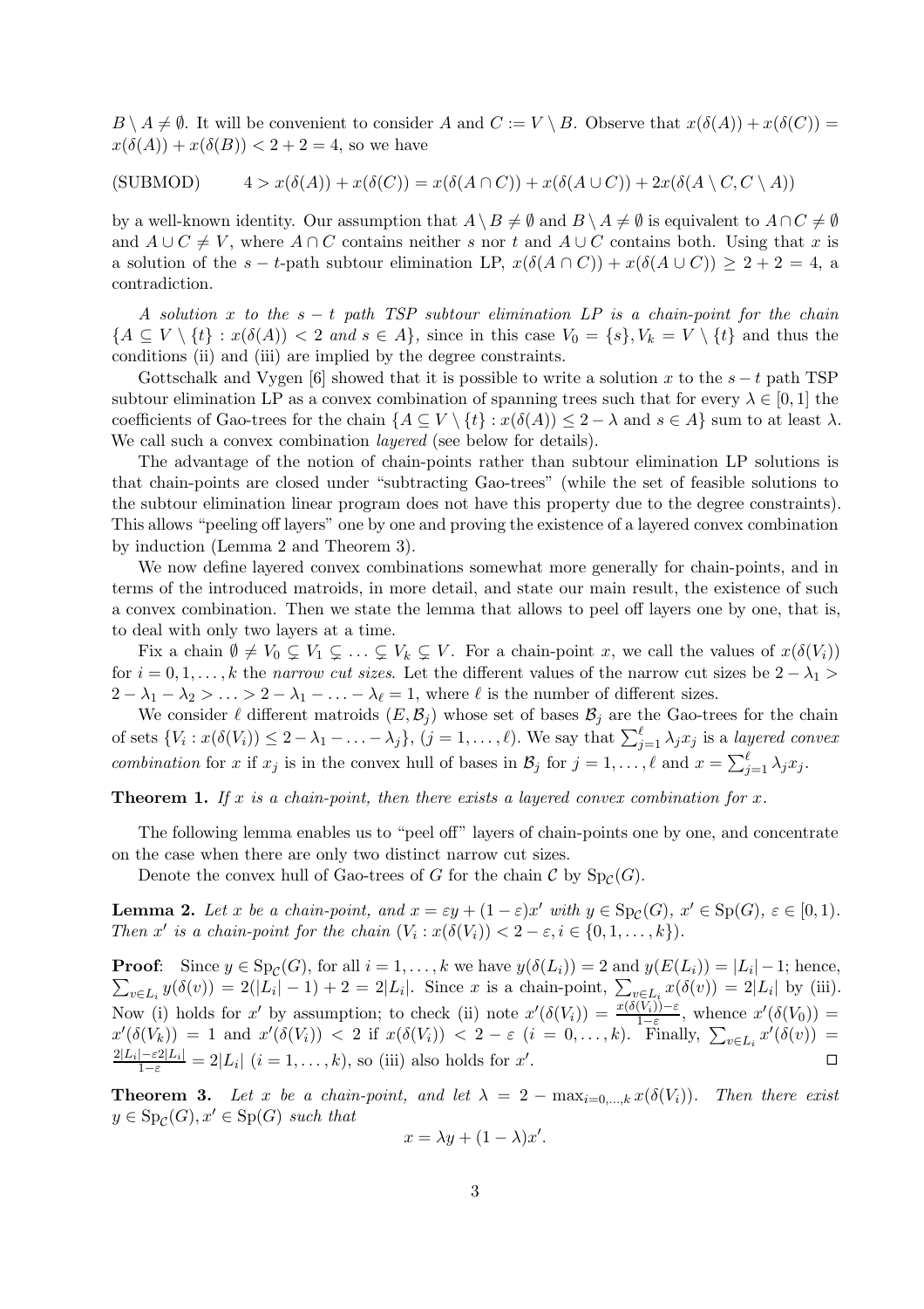$B \setminus A \neq \emptyset$. It will be convenient to consider $A$ and $C := V \setminus B$. Observe that $x(\delta(A)) + x(\delta(C)) = x(\delta(A)) + x(\delta(B)) < 2 + 2 = 4$, so we have

$$\text{(SUBMOD)} \qquad 4 > x(\delta(A)) + x(\delta(C)) = x(\delta(A \cap C)) + x(\delta(A \cup C)) + 2x(\delta(A \setminus C, C \setminus A))$$

by a well-known identity. Our assumption that $A \setminus B \neq \emptyset$ and $B \setminus A \neq \emptyset$ is equivalent to $A \cap C \neq \emptyset$ and $A \cup C \neq V$, where $A \cap C$ contains neither $s$ nor $t$ and $A \cup C$ contains both. Using that $x$ is a solution of the $s-t$-path subtour elimination LP, $x(\delta(A \cap C)) + x(\delta(A \cup C)) \geq 2 + 2 = 4$, a contradiction.

*A solution $x$ to the $s-t$ path TSP subtour elimination LP is a chain-point for the chain $\{A \subseteq V \setminus \{t\} : x(\delta(A)) < 2$ and $s \in A\}$, since in this case $V_0 = \{s\}, V_k = V \setminus \{t\}$ and thus the conditions (ii) and (iii) are implied by the degree constraints.*

Gottschalk and Vygen [6] showed that it is possible to write a solution $x$ to the $s-t$ path TSP subtour elimination LP as a convex combination of spanning trees such that for every $\lambda \in [0,1]$ the coefficients of Gao-trees for the chain $\{A \subseteq V \setminus \{t\} : x(\delta(A)) \leq 2 - \lambda$ and $s \in A\}$ sum to at least $\lambda$. We call such a convex combination *layered* (see below for details).

The advantage of the notion of chain-points rather than subtour elimination LP solutions is that chain-points are closed under "subtracting Gao-trees" (while the set of feasible solutions to the subtour elimination linear program does not have this property due to the degree constraints). This allows "peeling off layers" one by one and proving the existence of a layered convex combination by induction (Lemma 2 and Theorem 3).

We now define layered convex combinations somewhat more generally for chain-points, and in terms of the introduced matroids, in more detail, and state our main result, the existence of such a convex combination. Then we state the lemma that allows to peel off layers one by one, that is, to deal with only two layers at a time.

Fix a chain $\emptyset \neq V_0 \subsetneq V_1 \subsetneq \ldots \subsetneq V_k \subsetneq V$. For a chain-point $x$, we call the values of $x(\delta(V_i))$ for $i = 0, 1, \ldots, k$ the *narrow cut sizes*. Let the different values of the narrow cut sizes be $2 - \lambda_1 > 2 - \lambda_1 - \lambda_2 > \ldots > 2 - \lambda_1 - \ldots - \lambda_\ell = 1$, where $\ell$ is the number of different sizes.

We consider $\ell$ different matroids $(E, \mathcal{B}_j)$ whose set of bases $\mathcal{B}_j$ are the Gao-trees for the chain of sets $\{V_i : x(\delta(V_i)) \leq 2 - \lambda_1 - \ldots - \lambda_j\}$, $(j = 1, \ldots, \ell)$. We say that $\sum_{j=1}^{\ell} \lambda_j x_j$ is a *layered convex combination* for $x$ if $x_j$ is in the convex hull of bases in $\mathcal{B}_j$ for $j = 1, \ldots, \ell$ and $x = \sum_{j=1}^{\ell} \lambda_j x_j$.

**Theorem 1.** *If $x$ is a chain-point, then there exists a layered convex combination for $x$.*

The following lemma enables us to "peel off" layers of chain-points one by one, and concentrate on the case when there are only two distinct narrow cut sizes.

Denote the convex hull of Gao-trees of $G$ for the chain $\mathcal{C}$ by $\mathrm{Sp}_{\mathcal{C}}(G)$.

**Lemma 2.** *Let $x$ be a chain-point, and $x = \varepsilon y + (1-\varepsilon)x'$ with $y \in \mathrm{Sp}_{\mathcal{C}}(G)$, $x' \in \mathrm{Sp}(G)$, $\varepsilon \in [0,1)$. Then $x'$ is a chain-point for the chain $(V_i : x(\delta(V_i)) < 2 - \varepsilon, i \in \{0, 1, \ldots, k\})$.*

**Proof**: Since $y \in \mathrm{Sp}_{\mathcal{C}}(G)$, for all $i = 1, \ldots, k$ we have $y(\delta(L_i)) = 2$ and $y(E(L_i)) = |L_i| - 1$; hence, $\sum_{v \in L_i} y(\delta(v)) = 2(|L_i| - 1) + 2 = 2|L_i|$. Since $x$ is a chain-point, $\sum_{v \in L_i} x(\delta(v)) = 2|L_i|$ by (iii). Now (i) holds for $x'$ by assumption; to check (ii) note $x'(\delta(V_i)) = \frac{x(\delta(V_i)) - \varepsilon}{1 - \varepsilon}$, whence $x'(\delta(V_0)) = x'(\delta(V_k)) = 1$ and $x'(\delta(V_i)) < 2$ if $x(\delta(V_i)) < 2 - \varepsilon$ $(i = 0, \ldots, k)$. Finally, $\sum_{v \in L_i} x'(\delta(v)) = \frac{2|L_i| - \varepsilon 2|L_i|}{1 - \varepsilon} = 2|L_i|$ $(i = 1, \ldots, k)$, so (iii) also holds for $x'$. $\square$

**Theorem 3.** *Let $x$ be a chain-point, and let $\lambda = 2 - \max_{i=0,\ldots,k} x(\delta(V_i))$. Then there exist $y \in \mathrm{Sp}_{\mathcal{C}}(G), x' \in \mathrm{Sp}(G)$ such that*

$$x = \lambda y + (1 - \lambda)x'.$$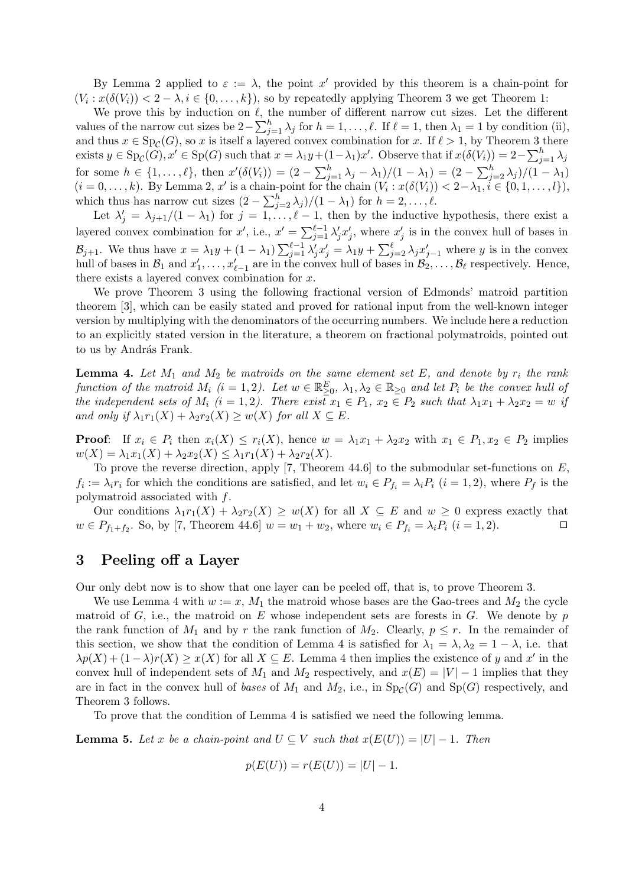By Lemma 2 applied to $\varepsilon := \lambda$, the point $x'$ provided by this theorem is a chain-point for $(V_i : x(\delta(V_i)) < 2 - \lambda, i \in \{0, \ldots, k\})$, so by repeatedly applying Theorem 3 we get Theorem 1:

We prove this by induction on $\ell$, the number of different narrow cut sizes. Let the different values of the narrow cut sizes be $2 - \sum_{j=1}^{h} \lambda_j$ for $h = 1, \ldots, \ell$. If $\ell = 1$, then $\lambda_1 = 1$ by condition (ii), and thus $x \in \mathrm{Sp}_{\mathcal{C}}(G)$, so $x$ is itself a layered convex combination for $x$. If $\ell > 1$, by Theorem 3 there exists $y \in \mathrm{Sp}_{\mathcal{C}}(G), x' \in \mathrm{Sp}(G)$ such that $x = \lambda_1 y + (1 - \lambda_1) x'$. Observe that if $x(\delta(V_i)) = 2 - \sum_{j=1}^{h} \lambda_j$ for some $h \in \{1, \ldots, \ell\}$, then $x'(\delta(V_i)) = (2 - \sum_{j=1}^{h} \lambda_j - \lambda_1)/(1 - \lambda_1) = (2 - \sum_{j=2}^{h} \lambda_j)/(1 - \lambda_1)$ $(i = 0, \ldots, k)$. By Lemma 2, $x'$ is a chain-point for the chain $(V_i : x(\delta(V_i)) < 2 - \lambda_1, i \in \{0, 1, \ldots, l\})$, which thus has narrow cut sizes $(2 - \sum_{j=2}^{h} \lambda_j)/(1 - \lambda_1)$ for $h = 2, \ldots, \ell$.

Let $\lambda'_j = \lambda_{j+1}/(1 - \lambda_1)$ for $j = 1, \ldots, \ell - 1$, then by the inductive hypothesis, there exist a layered convex combination for $x'$, i.e., $x' = \sum_{j=1}^{\ell-1} \lambda'_j x'_j$, where $x'_j$ is in the convex hull of bases in $\mathcal{B}_{j+1}$. We thus have $x = \lambda_1 y + (1 - \lambda_1) \sum_{j=1}^{\ell-1} \lambda'_j x'_j = \lambda_1 y + \sum_{j=2}^{\ell} \lambda_j x'_{j-1}$ where $y$ is in the convex hull of bases in $\mathcal{B}_1$ and $x'_1, \ldots, x'_{\ell-1}$ are in the convex hull of bases in $\mathcal{B}_2, \ldots, \mathcal{B}_\ell$ respectively. Hence, there exists a layered convex combination for $x$.

We prove Theorem 3 using the following fractional version of Edmonds' matroid partition theorem [3], which can be easily stated and proved for rational input from the well-known integer version by multiplying with the denominators of the occurring numbers. We include here a reduction to an explicitly stated version in the literature, a theorem on fractional polymatroids, pointed out to us by András Frank.

**Lemma 4.** *Let $M_1$ and $M_2$ be matroids on the same element set $E$, and denote by $r_i$ the rank function of the matroid $M_i$ $(i = 1, 2)$. Let $w \in \mathbb{R}^E_{\geq 0}$, $\lambda_1, \lambda_2 \in \mathbb{R}_{\geq 0}$ and let $P_i$ be the convex hull of the independent sets of $M_i$ $(i = 1, 2)$. There exist $x_1 \in P_1$, $x_2 \in P_2$ such that $\lambda_1 x_1 + \lambda_2 x_2 = w$ if and only if $\lambda_1 r_1(X) + \lambda_2 r_2(X) \geq w(X)$ for all $X \subseteq E$.*

**Proof**: If $x_i \in P_i$ then $x_i(X) \leq r_i(X)$, hence $w = \lambda_1 x_1 + \lambda_2 x_2$ with $x_1 \in P_1, x_2 \in P_2$ implies $w(X) = \lambda_1 x_1(X) + \lambda_2 x_2(X) \leq \lambda_1 r_1(X) + \lambda_2 r_2(X)$.

To prove the reverse direction, apply [7, Theorem 44.6] to the submodular set-functions on $E$, $f_i := \lambda_i r_i$ for which the conditions are satisfied, and let $w_i \in P_{f_i} = \lambda_i P_i$ $(i = 1, 2)$, where $P_f$ is the polymatroid associated with $f$.

Our conditions $\lambda_1 r_1(X) + \lambda_2 r_2(X) \geq w(X)$ for all $X \subseteq E$ and $w \geq 0$ express exactly that $w \in P_{f_1 + f_2}$. So, by [7, Theorem 44.6] $w = w_1 + w_2$, where $w_i \in P_{f_i} = \lambda_i P_i$ $(i = 1, 2)$. $\square$

## 3 Peeling off a Layer

Our only debt now is to show that one layer can be peeled off, that is, to prove Theorem 3.

We use Lemma 4 with $w := x$, $M_1$ the matroid whose bases are the Gao-trees and $M_2$ the cycle matroid of $G$, i.e., the matroid on $E$ whose independent sets are forests in $G$. We denote by $p$ the rank function of $M_1$ and by $r$ the rank function of $M_2$. Clearly, $p \leq r$. In the remainder of this section, we show that the condition of Lemma 4 is satisfied for $\lambda_1 = \lambda, \lambda_2 = 1 - \lambda$, i.e. that $\lambda p(X) + (1 - \lambda) r(X) \geq x(X)$ for all $X \subseteq E$. Lemma 4 then implies the existence of $y$ and $x'$ in the convex hull of independent sets of $M_1$ and $M_2$ respectively, and $x(E) = |V| - 1$ implies that they are in fact in the convex hull of *bases* of $M_1$ and $M_2$, i.e., in $\mathrm{Sp}_{\mathcal{C}}(G)$ and $\mathrm{Sp}(G)$ respectively, and Theorem 3 follows.

To prove that the condition of Lemma 4 is satisfied we need the following lemma.

**Lemma 5.** *Let $x$ be a chain-point and $U \subseteq V$ such that $x(E(U)) = |U| - 1$. Then*

$$p(E(U)) = r(E(U)) = |U| - 1.$$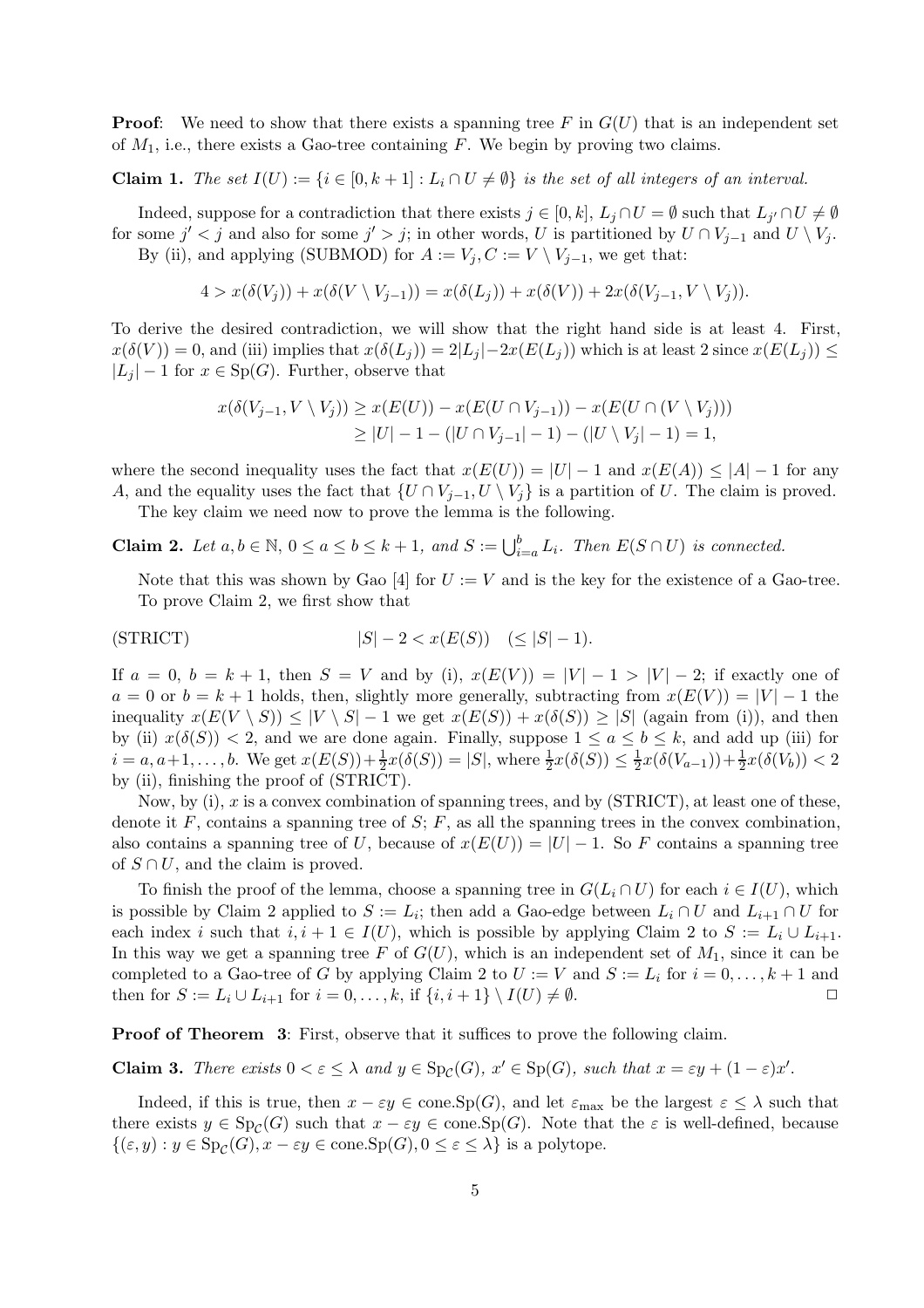**Proof**: We need to show that there exists a spanning tree $F$ in $G(U)$ that is an independent set of $M_1$, i.e., there exists a Gao-tree containing $F$. We begin by proving two claims.

**Claim 1.** *The set $I(U) := \{i \in [0, k+1] : L_i \cap U \neq \emptyset\}$ is the set of all integers of an interval.*

Indeed, suppose for a contradiction that there exists $j \in [0, k]$, $L_j \cap U = \emptyset$ such that $L_{j'} \cap U \neq \emptyset$ for some $j' < j$ and also for some $j' > j$; in other words, $U$ is partitioned by $U \cap V_{j-1}$ and $U \setminus V_j$.

By (ii), and applying (SUBMOD) for $A := V_j, C := V \setminus V_{j-1}$, we get that:

$$4 > x(\delta(V_j)) + x(\delta(V \setminus V_{j-1})) = x(\delta(L_j)) + x(\delta(V)) + 2x(\delta(V_{j-1}, V \setminus V_j)).$$

To derive the desired contradiction, we will show that the right hand side is at least 4. First, $x(\delta(V)) = 0$, and (iii) implies that $x(\delta(L_j)) = 2|L_j| - 2x(E(L_j))$ which is at least 2 since $x(E(L_j)) \leq |L_j| - 1$ for $x \in \mathrm{Sp}(G)$. Further, observe that

$$\begin{aligned} x(\delta(V_{j-1}, V \setminus V_j)) &\geq x(E(U)) - x(E(U \cap V_{j-1})) - x(E(U \cap (V \setminus V_j))) \\ &\geq |U| - 1 - (|U \cap V_{j-1}| - 1) - (|U \setminus V_j| - 1) = 1, \end{aligned}$$

where the second inequality uses the fact that $x(E(U)) = |U| - 1$ and $x(E(A)) \leq |A| - 1$ for any $A$, and the equality uses the fact that $\{U \cap V_{j-1}, U \setminus V_j\}$ is a partition of $U$. The claim is proved.

The key claim we need now to prove the lemma is the following.

**Claim 2.** *Let $a, b \in \mathbb{N}$, $0 \leq a \leq b \leq k+1$, and $S := \bigcup_{i=a}^{b} L_i$. Then $E(S \cap U)$ is connected.*

Note that this was shown by Gao [4] for $U := V$ and is the key for the existence of a Gao-tree. To prove Claim 2, we first show that

$$\text{(STRICT)} \qquad\qquad |S| - 2 < x(E(S)) \quad (\leq |S| - 1).$$

If $a = 0$, $b = k+1$, then $S = V$ and by (i), $x(E(V)) = |V| - 1 > |V| - 2$; if exactly one of $a = 0$ or $b = k+1$ holds, then, slightly more generally, subtracting from $x(E(V)) = |V| - 1$ the inequality $x(E(V \setminus S)) \leq |V \setminus S| - 1$ we get $x(E(S)) + x(\delta(S)) \geq |S|$ (again from (i)), and then by (ii) $x(\delta(S)) < 2$, and we are done again. Finally, suppose $1 \leq a \leq b \leq k$, and add up (iii) for $i = a, a+1, \ldots, b$. We get $x(E(S)) + \frac{1}{2}x(\delta(S)) = |S|$, where $\frac{1}{2}x(\delta(S)) \leq \frac{1}{2}x(\delta(V_{a-1})) + \frac{1}{2}x(\delta(V_b)) < 2$ by (ii), finishing the proof of (STRICT).

Now, by (i), $x$ is a convex combination of spanning trees, and by (STRICT), at least one of these, denote it $F$, contains a spanning tree of $S$; $F$, as all the spanning trees in the convex combination, also contains a spanning tree of $U$, because of $x(E(U)) = |U| - 1$. So $F$ contains a spanning tree of $S \cap U$, and the claim is proved.

To finish the proof of the lemma, choose a spanning tree in $G(L_i \cap U)$ for each $i \in I(U)$, which is possible by Claim 2 applied to $S := L_i$; then add a Gao-edge between $L_i \cap U$ and $L_{i+1} \cap U$ for each index $i$ such that $i, i+1 \in I(U)$, which is possible by applying Claim 2 to $S := L_i \cup L_{i+1}$. In this way we get a spanning tree $F$ of $G(U)$, which is an independent set of $M_1$, since it can be completed to a Gao-tree of $G$ by applying Claim 2 to $U := V$ and $S := L_i$ for $i = 0, \ldots, k+1$ and then for $S := L_i \cup L_{i+1}$ for $i = 0, \ldots, k$, if $\{i, i+1\} \setminus I(U) \neq \emptyset$. □

**Proof of Theorem 3**: First, observe that it suffices to prove the following claim.

**Claim 3.** *There exists $0 < \varepsilon \leq \lambda$ and $y \in \mathrm{Sp}_{\mathcal{C}}(G)$, $x' \in \mathrm{Sp}(G)$, such that $x = \varepsilon y + (1 - \varepsilon)x'$.*

Indeed, if this is true, then $x - \varepsilon y \in \mathrm{cone.Sp}(G)$, and let $\varepsilon_{\max}$ be the largest $\varepsilon \leq \lambda$ such that there exists $y \in \mathrm{Sp}_{\mathcal{C}}(G)$ such that $x - \varepsilon y \in \mathrm{cone.Sp}(G)$. Note that the $\varepsilon$ is well-defined, because $\{(\varepsilon, y) : y \in \mathrm{Sp}_{\mathcal{C}}(G), x - \varepsilon y \in \mathrm{cone.Sp}(G), 0 \leq \varepsilon \leq \lambda\}$ is a polytope.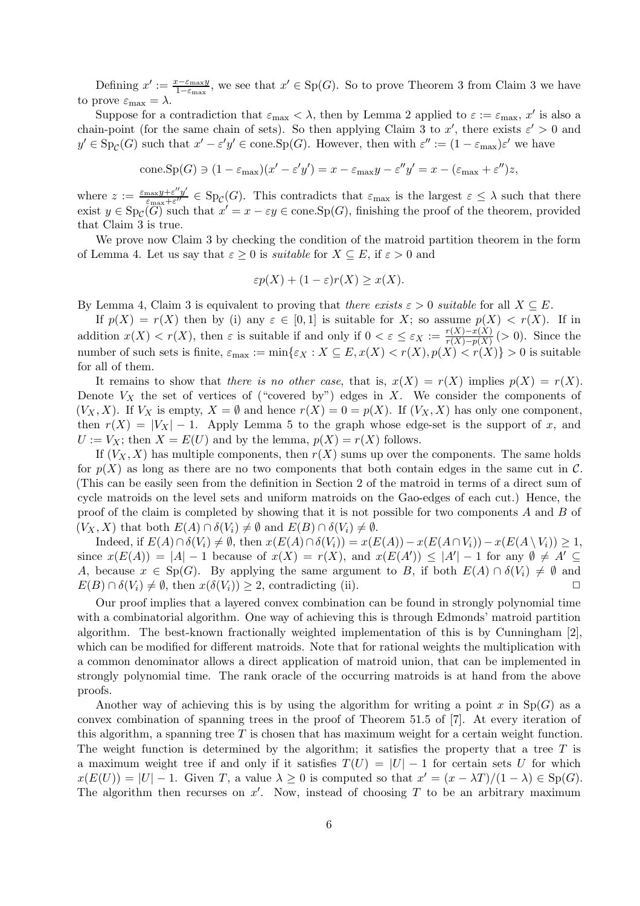Defining $x' := \frac{x - \varepsilon_{\max} y}{1-\varepsilon_{\max}}$, we see that $x' \in \mathrm{Sp}(G)$. So to prove Theorem 3 from Claim 3 we have to prove $\varepsilon_{\max} = \lambda$.

Suppose for a contradiction that $\varepsilon_{\max} < \lambda$, then by Lemma 2 applied to $\varepsilon := \varepsilon_{\max}$, $x'$ is also a chain-point (for the same chain of sets). So then applying Claim 3 to $x'$, there exists $\varepsilon' > 0$ and $y' \in \mathrm{Sp}_{\mathcal{C}}(G)$ such that $x' - \varepsilon' y' \in \mathrm{cone.Sp}(G)$. However, then with $\varepsilon'' := (1-\varepsilon_{\max})\varepsilon'$ we have

$$\mathrm{cone.Sp}(G) \ni (1-\varepsilon_{\max})(x' - \varepsilon' y') = x - \varepsilon_{\max} y - \varepsilon'' y' = x - (\varepsilon_{\max} + \varepsilon'')z,$$

where $z := \frac{\varepsilon_{\max} y + \varepsilon'' y'}{\varepsilon_{\max} + \varepsilon''} \in \mathrm{Sp}_{\mathcal{C}}(G)$. This contradicts that $\varepsilon_{\max}$ is the largest $\varepsilon \leq \lambda$ such that there exist $y \in \mathrm{Sp}_{\mathcal{C}}(G)$ such that $x' = x - \varepsilon y \in \mathrm{cone.Sp}(G)$, finishing the proof of the theorem, provided that Claim 3 is true.

We prove now Claim 3 by checking the condition of the matroid partition theorem in the form of Lemma 4. Let us say that $\varepsilon \geq 0$ is *suitable* for $X \subseteq E$, if $\varepsilon > 0$ and

$$\varepsilon p(X) + (1-\varepsilon) r(X) \geq x(X).$$

By Lemma 4, Claim 3 is equivalent to proving that *there exists* $\varepsilon > 0$ *suitable* for all $X \subseteq E$.

If $p(X) = r(X)$ then by (i) any $\varepsilon \in [0,1]$ is suitable for $X$; so assume $p(X) < r(X)$. If in addition $x(X) < r(X)$, then $\varepsilon$ is suitable if and only if $0 < \varepsilon \leq \varepsilon_X := \frac{r(X)-x(X)}{r(X)-p(X)}$ $(> 0)$. Since the number of such sets is finite, $\varepsilon_{\max} := \min\{\varepsilon_X : X \subseteq E, x(X) < r(X), p(X) < r(X)\} > 0$ is suitable for all of them.

It remains to show that *there is no other case*, that is, $x(X) = r(X)$ implies $p(X) = r(X)$. Denote $V_X$ the set of vertices of ("covered by") edges in $X$. We consider the components of $(V_X, X)$. If $V_X$ is empty, $X = \emptyset$ and hence $r(X) = 0 = p(X)$. If $(V_X, X)$ has only one component, then $r(X) = |V_X| - 1$. Apply Lemma 5 to the graph whose edge-set is the support of $x$, and $U := V_X$; then $X = E(U)$ and by the lemma, $p(X) = r(X)$ follows.

If $(V_X, X)$ has multiple components, then $r(X)$ sums up over the components. The same holds for $p(X)$ as long as there are no two components that both contain edges in the same cut in $\mathcal{C}$. (This can be easily seen from the definition in Section 2 of the matroid in terms of a direct sum of cycle matroids on the level sets and uniform matroids on the Gao-edges of each cut.) Hence, the proof of the claim is completed by showing that it is not possible for two components $A$ and $B$ of $(V_X, X)$ that both $E(A) \cap \delta(V_i) \neq \emptyset$ and $E(B) \cap \delta(V_i) \neq \emptyset$.

Indeed, if $E(A) \cap \delta(V_i) \neq \emptyset$, then $x(E(A) \cap \delta(V_i)) = x(E(A)) - x(E(A \cap V_i)) - x(E(A \setminus V_i)) \geq 1$, since $x(E(A)) = |A| - 1$ because of $x(X) = r(X)$, and $x(E(A')) \leq |A'| - 1$ for any $\emptyset \neq A' \subseteq A$, because $x \in \mathrm{Sp}(G)$. By applying the same argument to $B$, if both $E(A) \cap \delta(V_i) \neq \emptyset$ and $E(B) \cap \delta(V_i) \neq \emptyset$, then $x(\delta(V_i)) \geq 2$, contradicting (ii). $\square$

Our proof implies that a layered convex combination can be found in strongly polynomial time with a combinatorial algorithm. One way of achieving this is through Edmonds' matroid partition algorithm. The best-known fractionally weighted implementation of this is by Cunningham [2], which can be modified for different matroids. Note that for rational weights the multiplication with a common denominator allows a direct application of matroid union, that can be implemented in strongly polynomial time. The rank oracle of the occurring matroids is at hand from the above proofs.

Another way of achieving this is by using the algorithm for writing a point $x$ in $\mathrm{Sp}(G)$ as a convex combination of spanning trees in the proof of Theorem 51.5 of [7]. At every iteration of this algorithm, a spanning tree $T$ is chosen that has maximum weight for a certain weight function. The weight function is determined by the algorithm; it satisfies the property that a tree $T$ is a maximum weight tree if and only if it satisfies $T(U) = |U| - 1$ for certain sets $U$ for which $x(E(U)) = |U| - 1$. Given $T$, a value $\lambda \geq 0$ is computed so that $x' = (x - \lambda T)/(1-\lambda) \in \mathrm{Sp}(G)$. The algorithm then recurses on $x'$. Now, instead of choosing $T$ to be an arbitrary maximum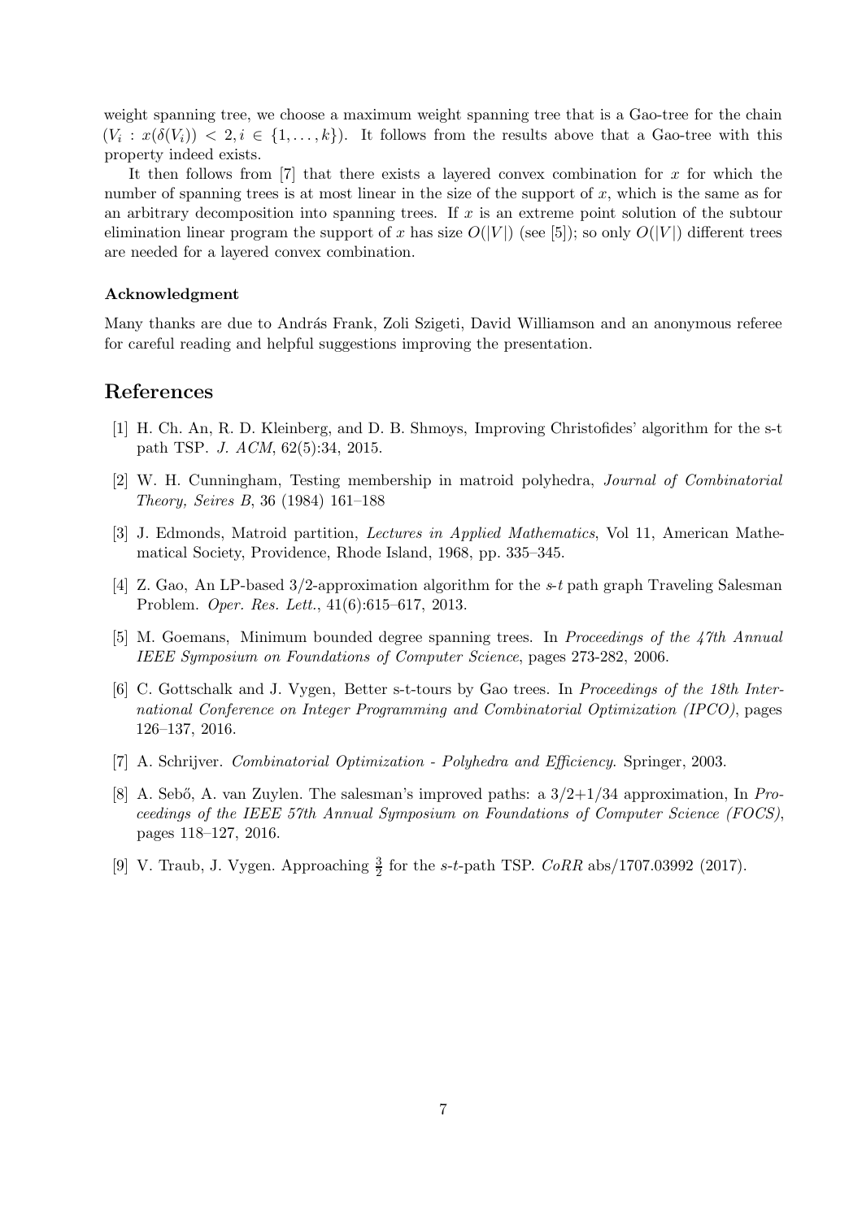weight spanning tree, we choose a maximum weight spanning tree that is a Gao-tree for the chain $(V_i : x(\delta(V_i)) < 2, i \in \{1, \dots, k\})$. It follows from the results above that a Gao-tree with this property indeed exists.

It then follows from [7] that there exists a layered convex combination for $x$ for which the number of spanning trees is at most linear in the size of the support of $x$, which is the same as for an arbitrary decomposition into spanning trees. If $x$ is an extreme point solution of the subtour elimination linear program the support of $x$ has size $O(|V|)$ (see [5]); so only $O(|V|)$ different trees are needed for a layered convex combination.

### Acknowledgment

Many thanks are due to András Frank, Zoli Szigeti, David Williamson and an anonymous referee for careful reading and helpful suggestions improving the presentation.

## References

[1] H. Ch. An, R. D. Kleinberg, and D. B. Shmoys, Improving Christofides' algorithm for the s-t path TSP. *J. ACM*, 62(5):34, 2015.

[2] W. H. Cunningham, Testing membership in matroid polyhedra, *Journal of Combinatorial Theory, Seires B*, 36 (1984) 161–188

[3] J. Edmonds, Matroid partition, *Lectures in Applied Mathematics*, Vol 11, American Mathematical Society, Providence, Rhode Island, 1968, pp. 335–345.

[4] Z. Gao, An LP-based 3/2-approximation algorithm for the *s*-*t* path graph Traveling Salesman Problem. *Oper. Res. Lett.*, 41(6):615–617, 2013.

[5] M. Goemans, Minimum bounded degree spanning trees. In *Proceedings of the 47th Annual IEEE Symposium on Foundations of Computer Science*, pages 273-282, 2006.

[6] C. Gottschalk and J. Vygen, Better s-t-tours by Gao trees. In *Proceedings of the 18th International Conference on Integer Programming and Combinatorial Optimization (IPCO)*, pages 126–137, 2016.

[7] A. Schrijver. *Combinatorial Optimization - Polyhedra and Efficiency*. Springer, 2003.

[8] A. Sebő, A. van Zuylen. The salesman's improved paths: a 3/2+1/34 approximation, In *Proceedings of the IEEE 57th Annual Symposium on Foundations of Computer Science (FOCS)*, pages 118–127, 2016.

[9] V. Traub, J. Vygen. Approaching $\frac{3}{2}$ for the *s*-*t*-path TSP. *CoRR* abs/1707.03992 (2017).